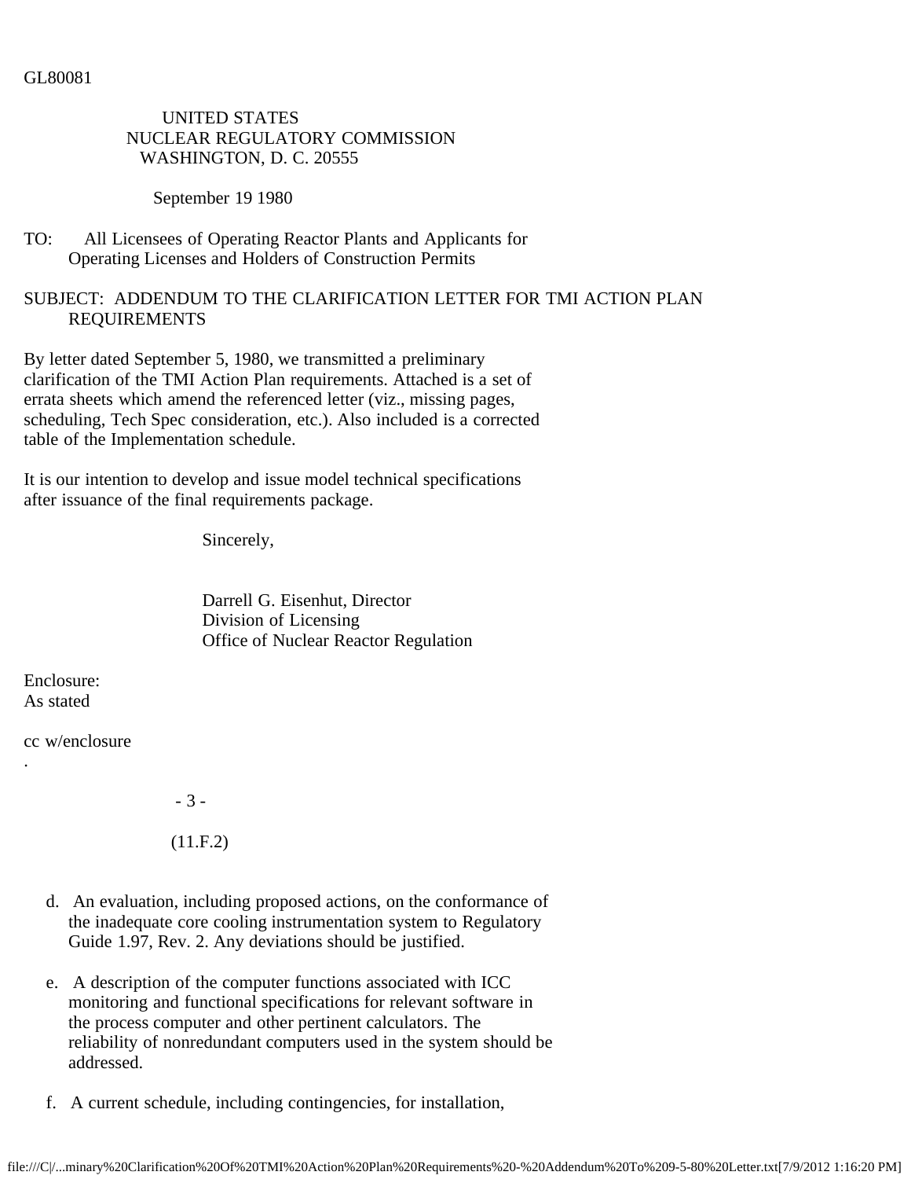GL80081

UNITED STATES
NUCLEAR REGULATORY COMMISSION
WASHINGTON, D. C. 20555

September 19 1980

TO: All Licensees of Operating Reactor Plants and Applicants for Operating Licenses and Holders of Construction Permits

SUBJECT: ADDENDUM TO THE CLARIFICATION LETTER FOR TMI ACTION PLAN REQUIREMENTS

By letter dated September 5, 1980, we transmitted a preliminary clarification of the TMI Action Plan requirements. Attached is a set of errata sheets which amend the referenced letter (viz., missing pages, scheduling, Tech Spec consideration, etc.). Also included is a corrected table of the Implementation schedule.

It is our intention to develop and issue model technical specifications after issuance of the final requirements package.

Sincerely,

Darrell G. Eisenhut, Director
Division of Licensing
Office of Nuclear Reactor Regulation

Enclosure:
As stated

cc w/enclosure

.

- 3 -

(11.F.2)

d. An evaluation, including proposed actions, on the conformance of the inadequate core cooling instrumentation system to Regulatory Guide 1.97, Rev. 2. Any deviations should be justified.

e. A description of the computer functions associated with ICC monitoring and functional specifications for relevant software in the process computer and other pertinent calculators. The reliability of nonredundant computers used in the system should be addressed.

f. A current schedule, including contingencies, for installation,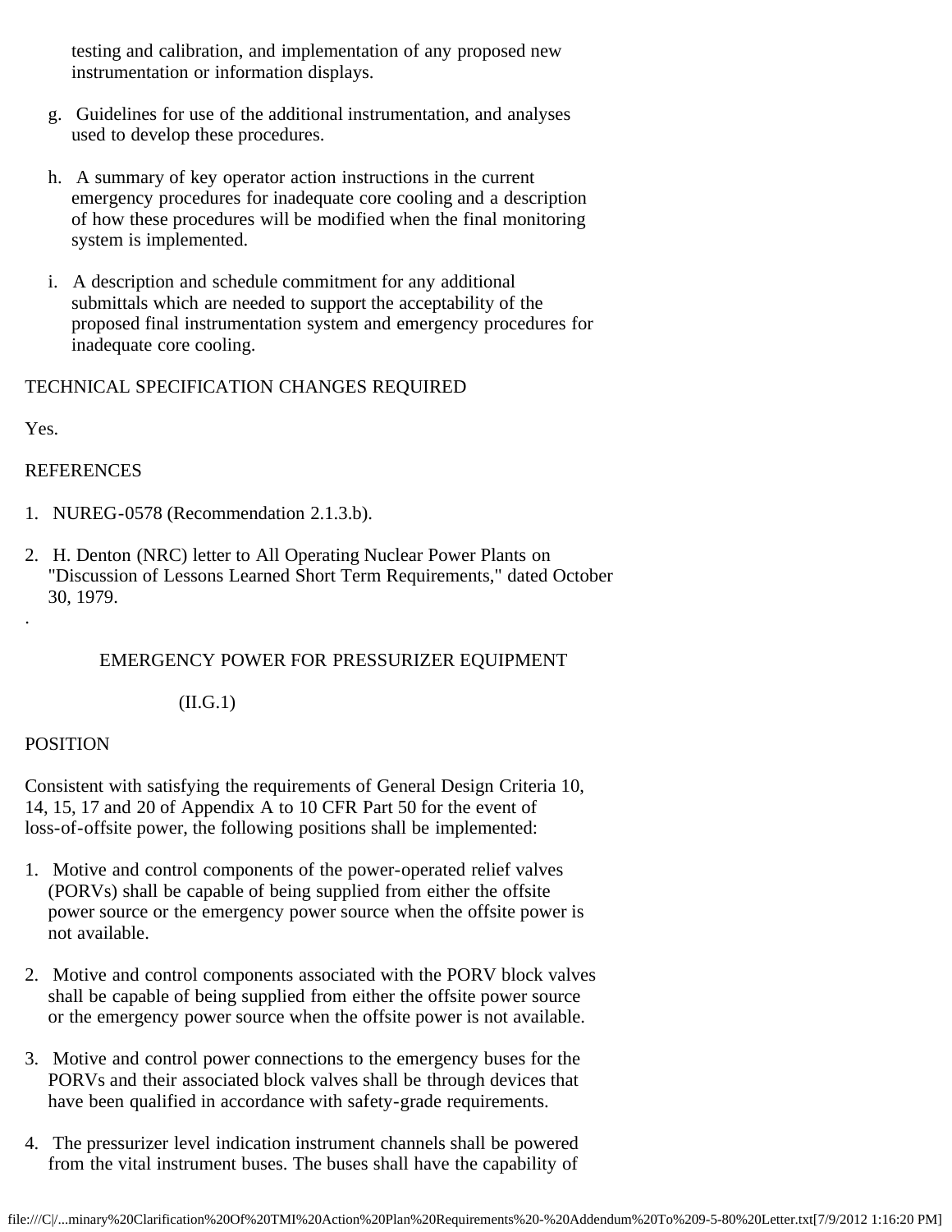testing and calibration, and implementation of any proposed new instrumentation or information displays.

g. Guidelines for use of the additional instrumentation, and analyses used to develop these procedures.

h. A summary of key operator action instructions in the current emergency procedures for inadequate core cooling and a description of how these procedures will be modified when the final monitoring system is implemented.

i. A description and schedule commitment for any additional submittals which are needed to support the acceptability of the proposed final instrumentation system and emergency procedures for inadequate core cooling.

TECHNICAL SPECIFICATION CHANGES REQUIRED

Yes.

REFERENCES

1. NUREG-0578 (Recommendation 2.1.3.b).

2. H. Denton (NRC) letter to All Operating Nuclear Power Plants on "Discussion of Lessons Learned Short Term Requirements," dated October 30, 1979.

.

## EMERGENCY POWER FOR PRESSURIZER EQUIPMENT

## (II.G.1)

POSITION

Consistent with satisfying the requirements of General Design Criteria 10, 14, 15, 17 and 20 of Appendix A to 10 CFR Part 50 for the event of loss-of-offsite power, the following positions shall be implemented:

1. Motive and control components of the power-operated relief valves (PORVs) shall be capable of being supplied from either the offsite power source or the emergency power source when the offsite power is not available.

2. Motive and control components associated with the PORV block valves shall be capable of being supplied from either the offsite power source or the emergency power source when the offsite power is not available.

3. Motive and control power connections to the emergency buses for the PORVs and their associated block valves shall be through devices that have been qualified in accordance with safety-grade requirements.

4. The pressurizer level indication instrument channels shall be powered from the vital instrument buses. The buses shall have the capability of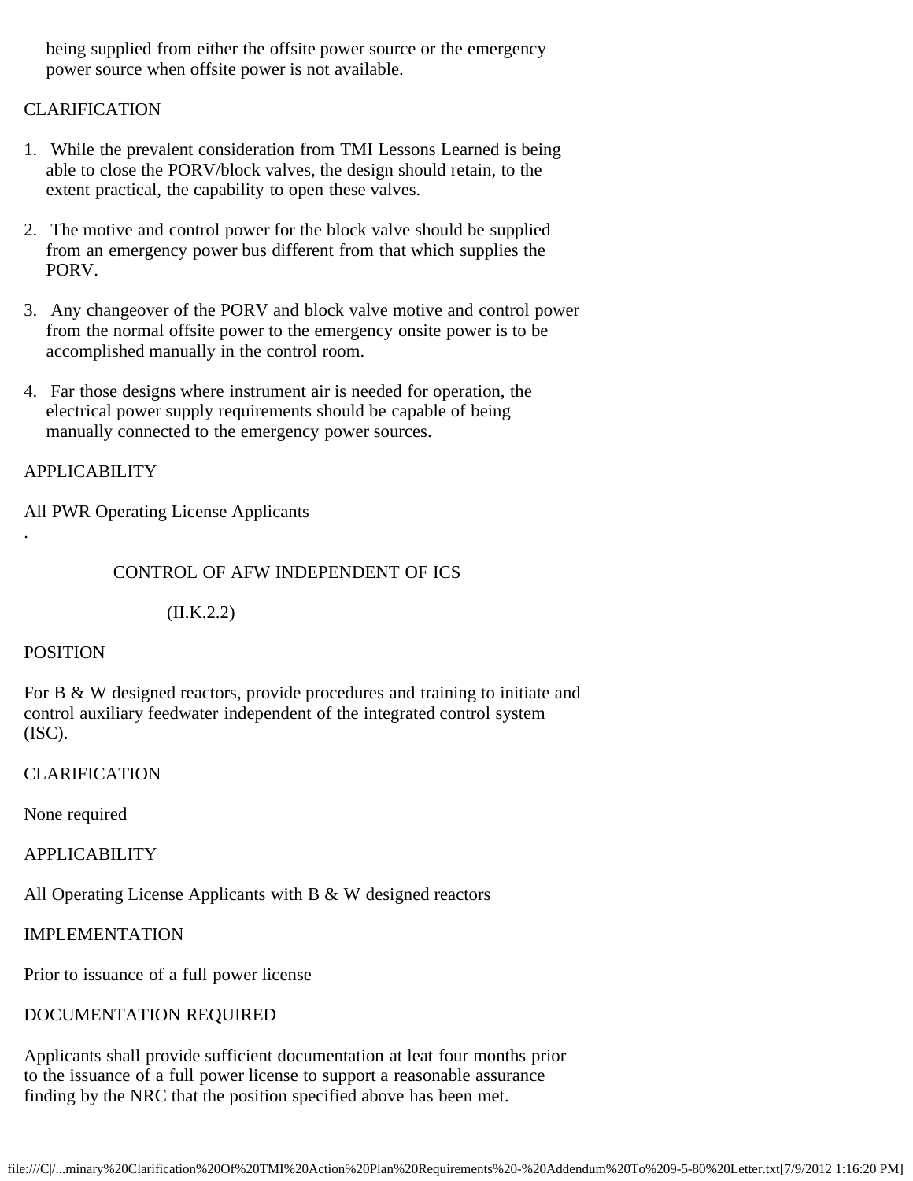being supplied from either the offsite power source or the emergency power source when offsite power is not available.

CLARIFICATION

1. While the prevalent consideration from TMI Lessons Learned is being able to close the PORV/block valves, the design should retain, to the extent practical, the capability to open these valves.

2. The motive and control power for the block valve should be supplied from an emergency power bus different from that which supplies the PORV.

3. Any changeover of the PORV and block valve motive and control power from the normal offsite power to the emergency onsite power is to be accomplished manually in the control room.

4. Far those designs where instrument air is needed for operation, the electrical power supply requirements should be capable of being manually connected to the emergency power sources.

APPLICABILITY

All PWR Operating License Applicants

.

CONTROL OF AFW INDEPENDENT OF ICS

(II.K.2.2)

POSITION

For B & W designed reactors, provide procedures and training to initiate and control auxiliary feedwater independent of the integrated control system (ISC).

CLARIFICATION

None required

APPLICABILITY

All Operating License Applicants with B & W designed reactors

IMPLEMENTATION

Prior to issuance of a full power license

DOCUMENTATION REQUIRED

Applicants shall provide sufficient documentation at leat four months prior to the issuance of a full power license to support a reasonable assurance finding by the NRC that the position specified above has been met.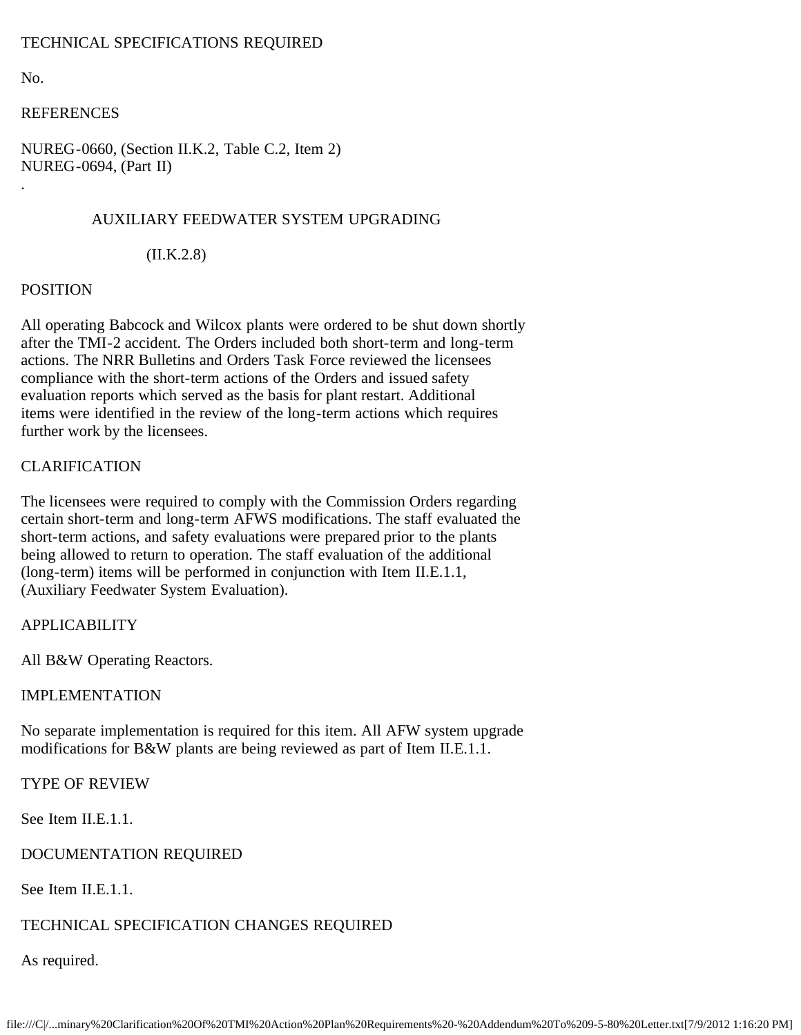TECHNICAL SPECIFICATIONS REQUIRED

No.

REFERENCES

NUREG-0660, (Section II.K.2, Table C.2, Item 2)
NUREG-0694, (Part II)

.

## AUXILIARY FEEDWATER SYSTEM UPGRADING

### (II.K.2.8)

POSITION

All operating Babcock and Wilcox plants were ordered to be shut down shortly after the TMI-2 accident. The Orders included both short-term and long-term actions. The NRR Bulletins and Orders Task Force reviewed the licensees compliance with the short-term actions of the Orders and issued safety evaluation reports which served as the basis for plant restart. Additional items were identified in the review of the long-term actions which requires further work by the licensees.

CLARIFICATION

The licensees were required to comply with the Commission Orders regarding certain short-term and long-term AFWS modifications. The staff evaluated the short-term actions, and safety evaluations were prepared prior to the plants being allowed to return to operation. The staff evaluation of the additional (long-term) items will be performed in conjunction with Item II.E.1.1, (Auxiliary Feedwater System Evaluation).

APPLICABILITY

All B&W Operating Reactors.

IMPLEMENTATION

No separate implementation is required for this item. All AFW system upgrade modifications for B&W plants are being reviewed as part of Item II.E.1.1.

TYPE OF REVIEW

See Item II.E.1.1.

DOCUMENTATION REQUIRED

See Item II.E.1.1.

TECHNICAL SPECIFICATION CHANGES REQUIRED

As required.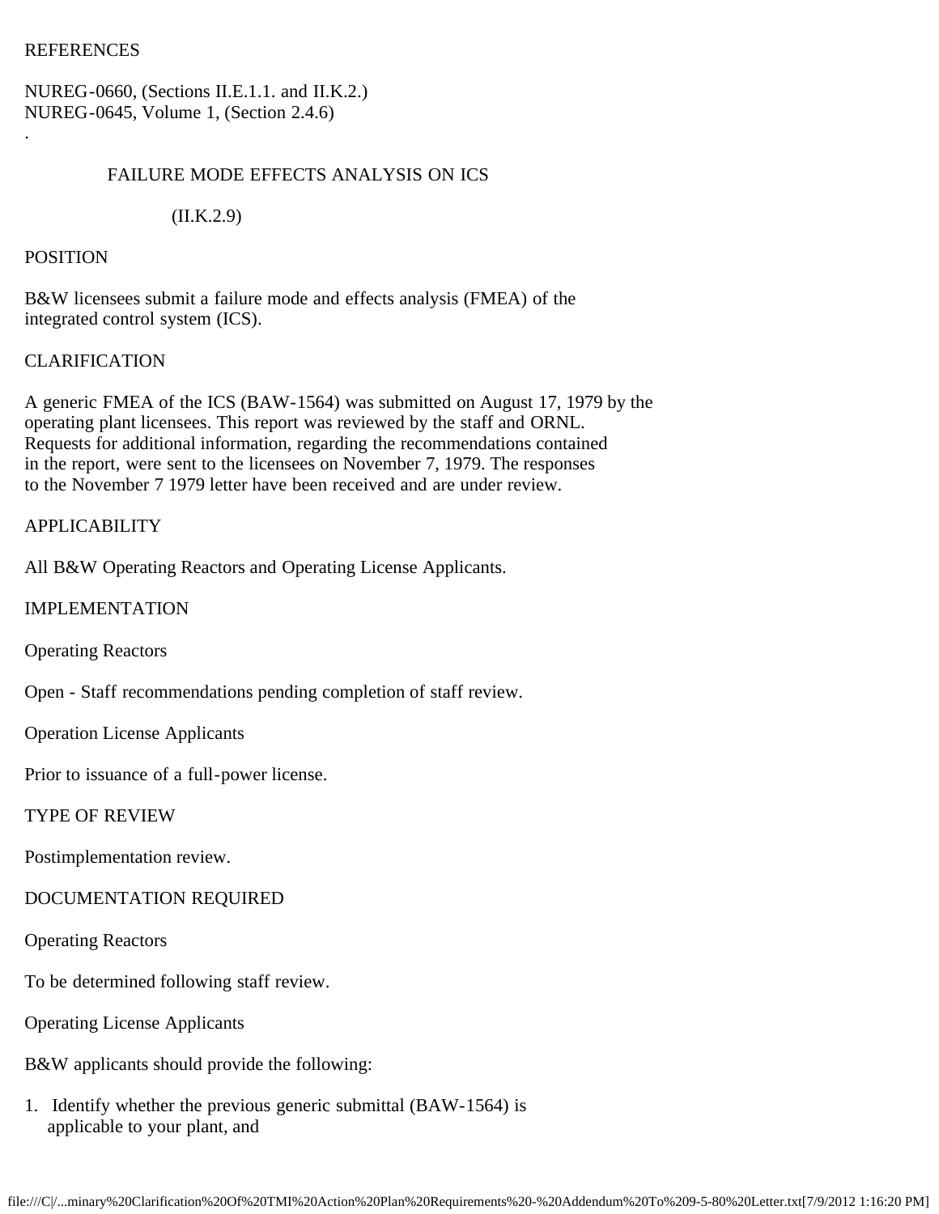REFERENCES

NUREG-0660, (Sections II.E.1.1. and II.K.2.)
NUREG-0645, Volume 1, (Section 2.4.6)
.

## FAILURE MODE EFFECTS ANALYSIS ON ICS

## (II.K.2.9)

POSITION

B&W licensees submit a failure mode and effects analysis (FMEA) of the integrated control system (ICS).

CLARIFICATION

A generic FMEA of the ICS (BAW-1564) was submitted on August 17, 1979 by the operating plant licensees. This report was reviewed by the staff and ORNL. Requests for additional information, regarding the recommendations contained in the report, were sent to the licensees on November 7, 1979. The responses to the November 7 1979 letter have been received and are under review.

APPLICABILITY

All B&W Operating Reactors and Operating License Applicants.

IMPLEMENTATION

Operating Reactors

Open - Staff recommendations pending completion of staff review.

Operation License Applicants

Prior to issuance of a full-power license.

TYPE OF REVIEW

Postimplementation review.

DOCUMENTATION REQUIRED

Operating Reactors

To be determined following staff review.

Operating License Applicants

B&W applicants should provide the following:

1. Identify whether the previous generic submittal (BAW-1564) is applicable to your plant, and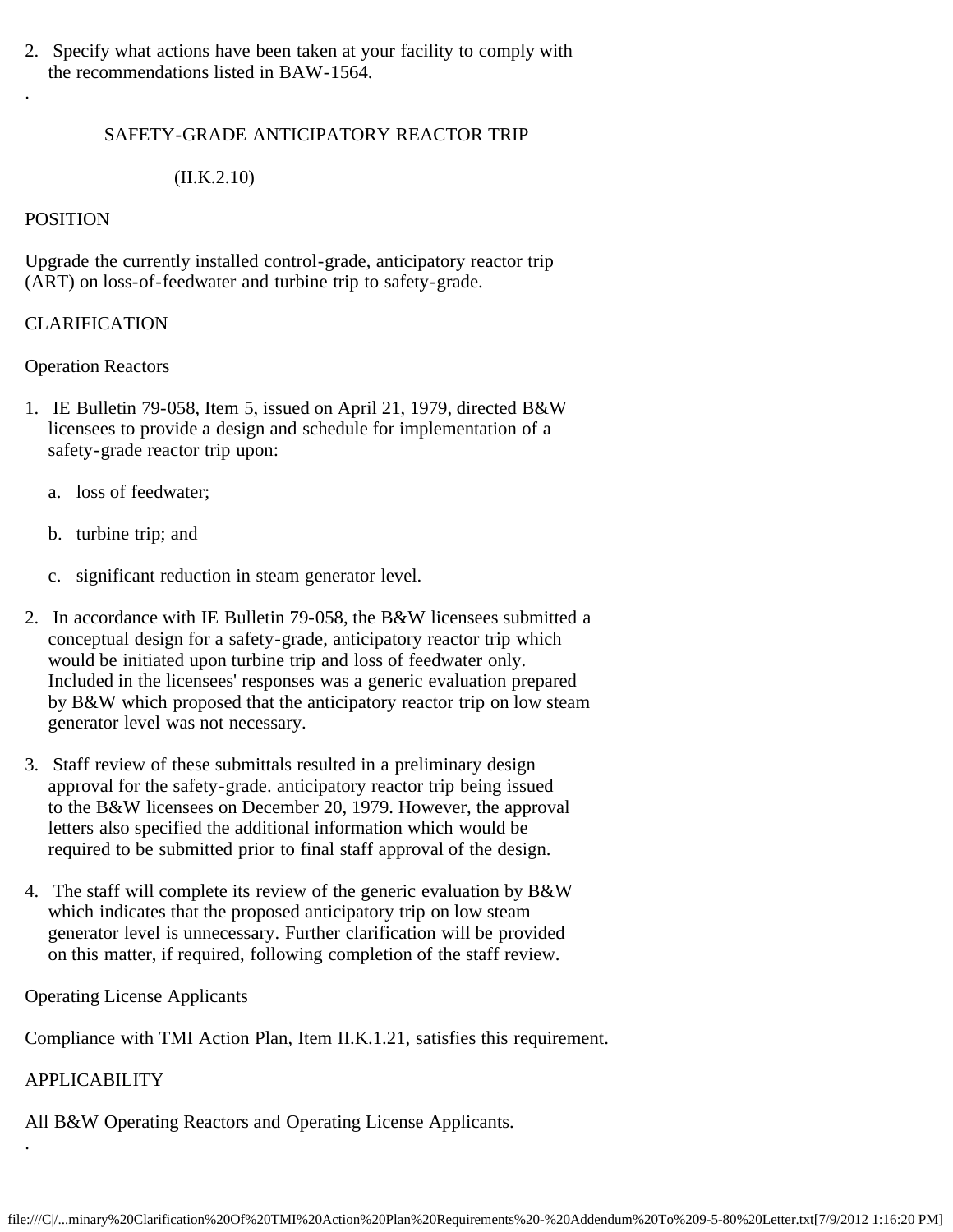2. Specify what actions have been taken at your facility to comply with the recommendations listed in BAW-1564.

.

## SAFETY-GRADE ANTICIPATORY REACTOR TRIP

(II.K.2.10)

POSITION

Upgrade the currently installed control-grade, anticipatory reactor trip (ART) on loss-of-feedwater and turbine trip to safety-grade.

CLARIFICATION

Operation Reactors

1. IE Bulletin 79-058, Item 5, issued on April 21, 1979, directed B&W licensees to provide a design and schedule for implementation of a safety-grade reactor trip upon:

   a. loss of feedwater;

   b. turbine trip; and

   c. significant reduction in steam generator level.

2. In accordance with IE Bulletin 79-058, the B&W licensees submitted a conceptual design for a safety-grade, anticipatory reactor trip which would be initiated upon turbine trip and loss of feedwater only. Included in the licensees' responses was a generic evaluation prepared by B&W which proposed that the anticipatory reactor trip on low steam generator level was not necessary.

3. Staff review of these submittals resulted in a preliminary design approval for the safety-grade. anticipatory reactor trip being issued to the B&W licensees on December 20, 1979. However, the approval letters also specified the additional information which would be required to be submitted prior to final staff approval of the design.

4. The staff will complete its review of the generic evaluation by B&W which indicates that the proposed anticipatory trip on low steam generator level is unnecessary. Further clarification will be provided on this matter, if required, following completion of the staff review.

Operating License Applicants

Compliance with TMI Action Plan, Item II.K.1.21, satisfies this requirement.

APPLICABILITY

All B&W Operating Reactors and Operating License Applicants.

.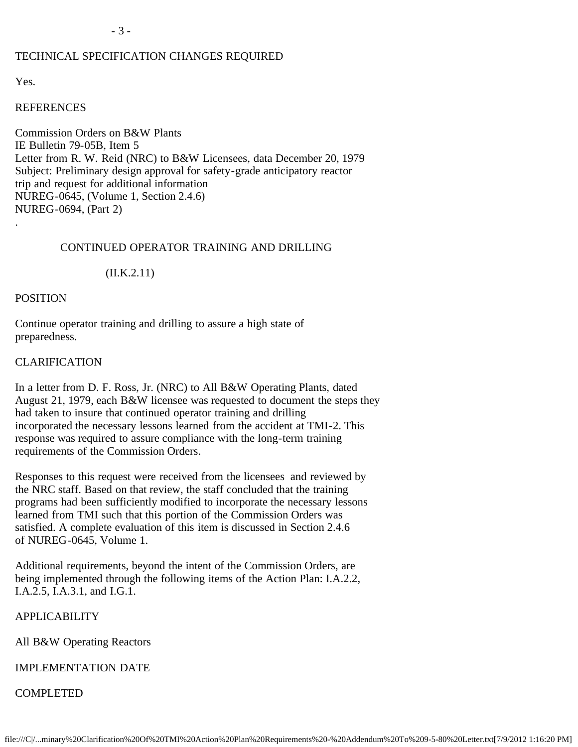TECHNICAL SPECIFICATION CHANGES REQUIRED

Yes.

REFERENCES

Commission Orders on B&W Plants
IE Bulletin 79-05B, Item 5
Letter from R. W. Reid (NRC) to B&W Licensees, data December 20, 1979
Subject: Preliminary design approval for safety-grade anticipatory reactor trip and request for additional information
NUREG-0645, (Volume 1, Section 2.4.6)
NUREG-0694, (Part 2)

.

## CONTINUED OPERATOR TRAINING AND DRILLING

## (II.K.2.11)

POSITION

Continue operator training and drilling to assure a high state of preparedness.

CLARIFICATION

In a letter from D. F. Ross, Jr. (NRC) to All B&W Operating Plants, dated August 21, 1979, each B&W licensee was requested to document the steps they had taken to insure that continued operator training and drilling incorporated the necessary lessons learned from the accident at TMI-2. This response was required to assure compliance with the long-term training requirements of the Commission Orders.

Responses to this request were received from the licensees and reviewed by the NRC staff. Based on that review, the staff concluded that the training programs had been sufficiently modified to incorporate the necessary lessons learned from TMI such that this portion of the Commission Orders was satisfied. A complete evaluation of this item is discussed in Section 2.4.6 of NUREG-0645, Volume 1.

Additional requirements, beyond the intent of the Commission Orders, are being implemented through the following items of the Action Plan: I.A.2.2, I.A.2.5, I.A.3.1, and I.G.1.

APPLICABILITY

All B&W Operating Reactors

IMPLEMENTATION DATE

COMPLETED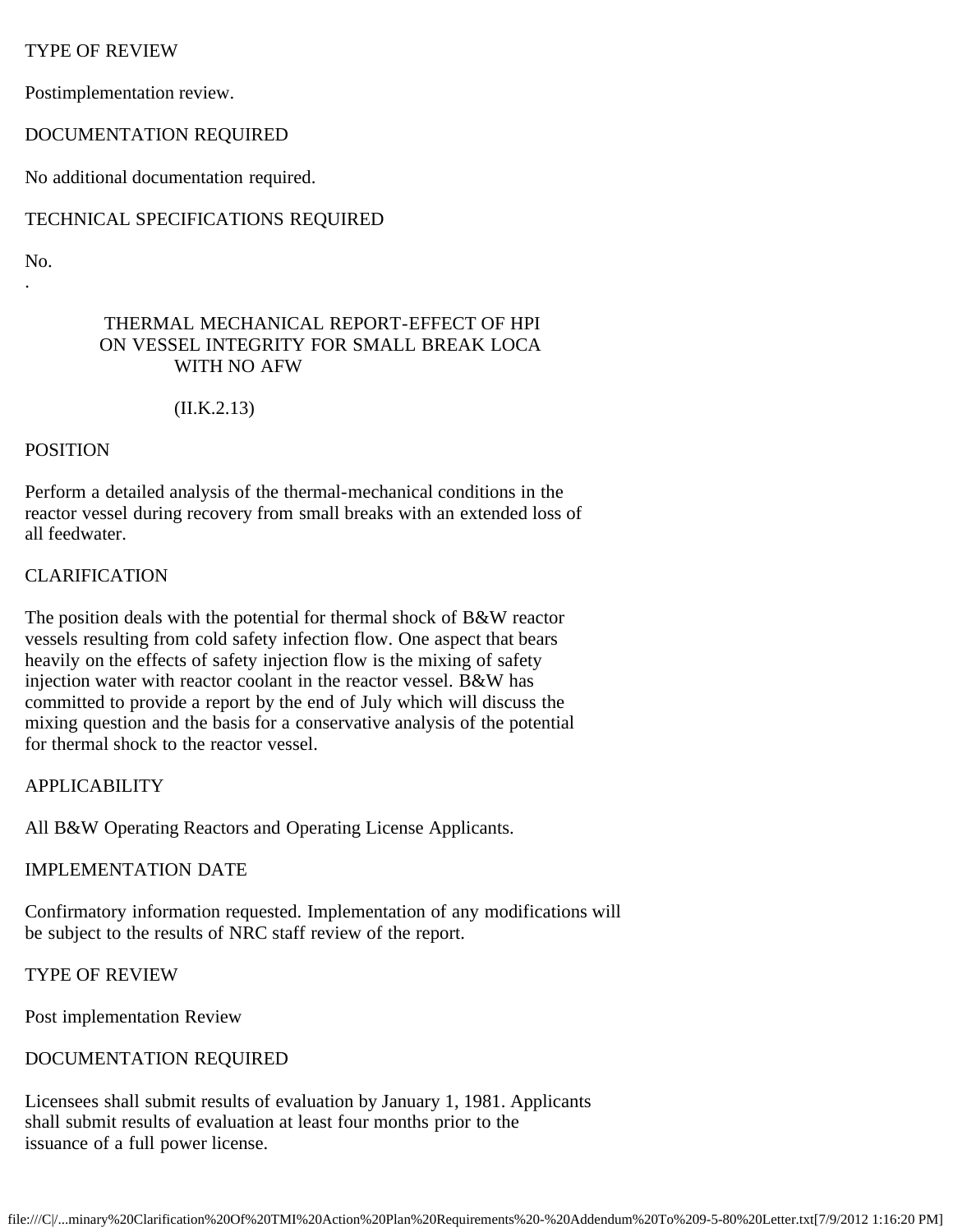TYPE OF REVIEW

Postimplementation review.

DOCUMENTATION REQUIRED

No additional documentation required.

TECHNICAL SPECIFICATIONS REQUIRED

No.

.

## THERMAL MECHANICAL REPORT-EFFECT OF HPI ON VESSEL INTEGRITY FOR SMALL BREAK LOCA WITH NO AFW

## (II.K.2.13)

POSITION

Perform a detailed analysis of the thermal-mechanical conditions in the reactor vessel during recovery from small breaks with an extended loss of all feedwater.

CLARIFICATION

The position deals with the potential for thermal shock of B&W reactor vessels resulting from cold safety infection flow. One aspect that bears heavily on the effects of safety injection flow is the mixing of safety injection water with reactor coolant in the reactor vessel. B&W has committed to provide a report by the end of July which will discuss the mixing question and the basis for a conservative analysis of the potential for thermal shock to the reactor vessel.

APPLICABILITY

All B&W Operating Reactors and Operating License Applicants.

IMPLEMENTATION DATE

Confirmatory information requested. Implementation of any modifications will be subject to the results of NRC staff review of the report.

TYPE OF REVIEW

Post implementation Review

DOCUMENTATION REQUIRED

Licensees shall submit results of evaluation by January 1, 1981. Applicants shall submit results of evaluation at least four months prior to the issuance of a full power license.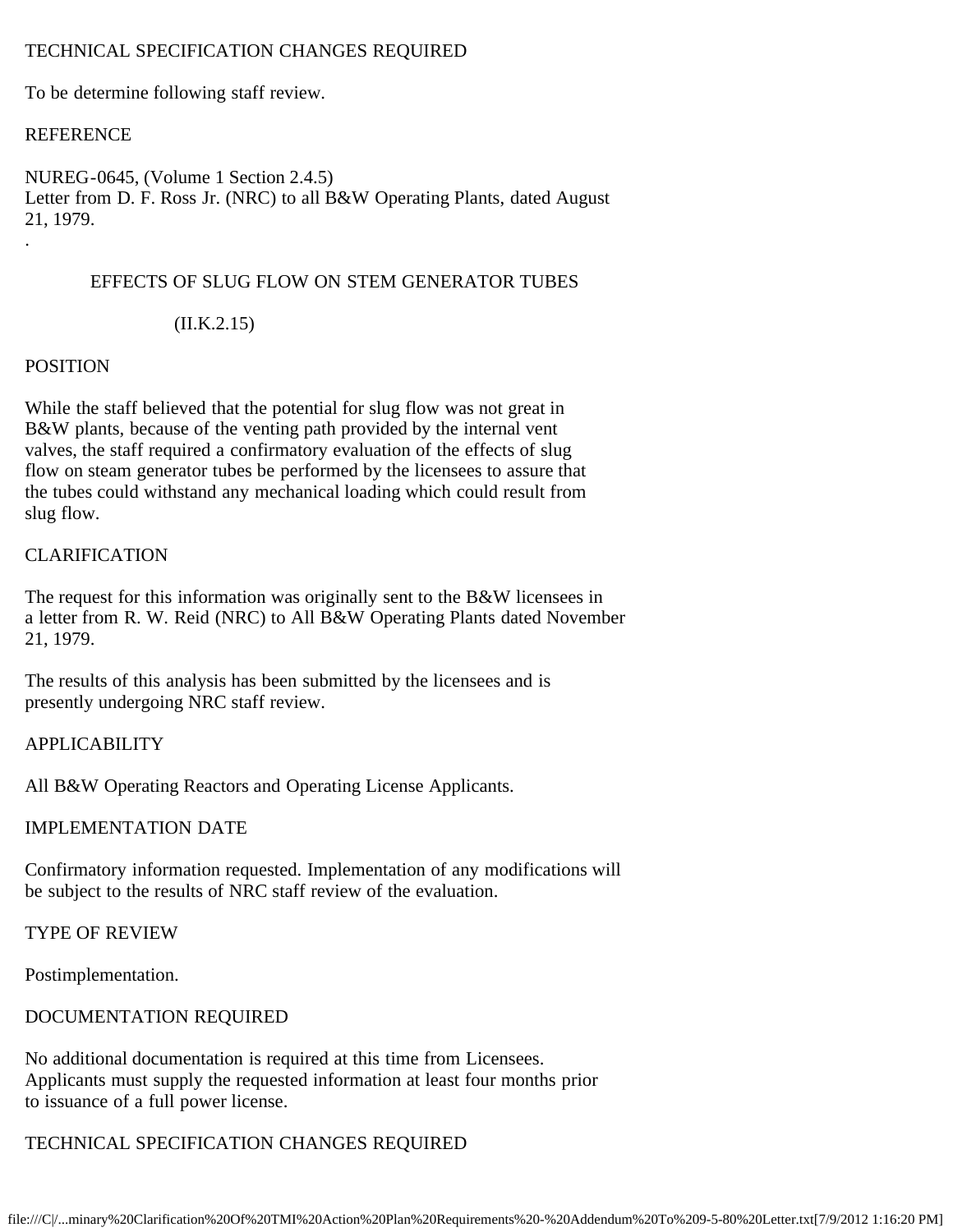TECHNICAL SPECIFICATION CHANGES REQUIRED

To be determine following staff review.

REFERENCE

NUREG-0645, (Volume 1 Section 2.4.5)
Letter from D. F. Ross Jr. (NRC) to all B&W Operating Plants, dated August 21, 1979.

.

## EFFECTS OF SLUG FLOW ON STEM GENERATOR TUBES

## (II.K.2.15)

POSITION

While the staff believed that the potential for slug flow was not great in B&W plants, because of the venting path provided by the internal vent valves, the staff required a confirmatory evaluation of the effects of slug flow on steam generator tubes be performed by the licensees to assure that the tubes could withstand any mechanical loading which could result from slug flow.

CLARIFICATION

The request for this information was originally sent to the B&W licensees in a letter from R. W. Reid (NRC) to All B&W Operating Plants dated November 21, 1979.

The results of this analysis has been submitted by the licensees and is presently undergoing NRC staff review.

APPLICABILITY

All B&W Operating Reactors and Operating License Applicants.

IMPLEMENTATION DATE

Confirmatory information requested. Implementation of any modifications will be subject to the results of NRC staff review of the evaluation.

TYPE OF REVIEW

Postimplementation.

DOCUMENTATION REQUIRED

No additional documentation is required at this time from Licensees. Applicants must supply the requested information at least four months prior to issuance of a full power license.

TECHNICAL SPECIFICATION CHANGES REQUIRED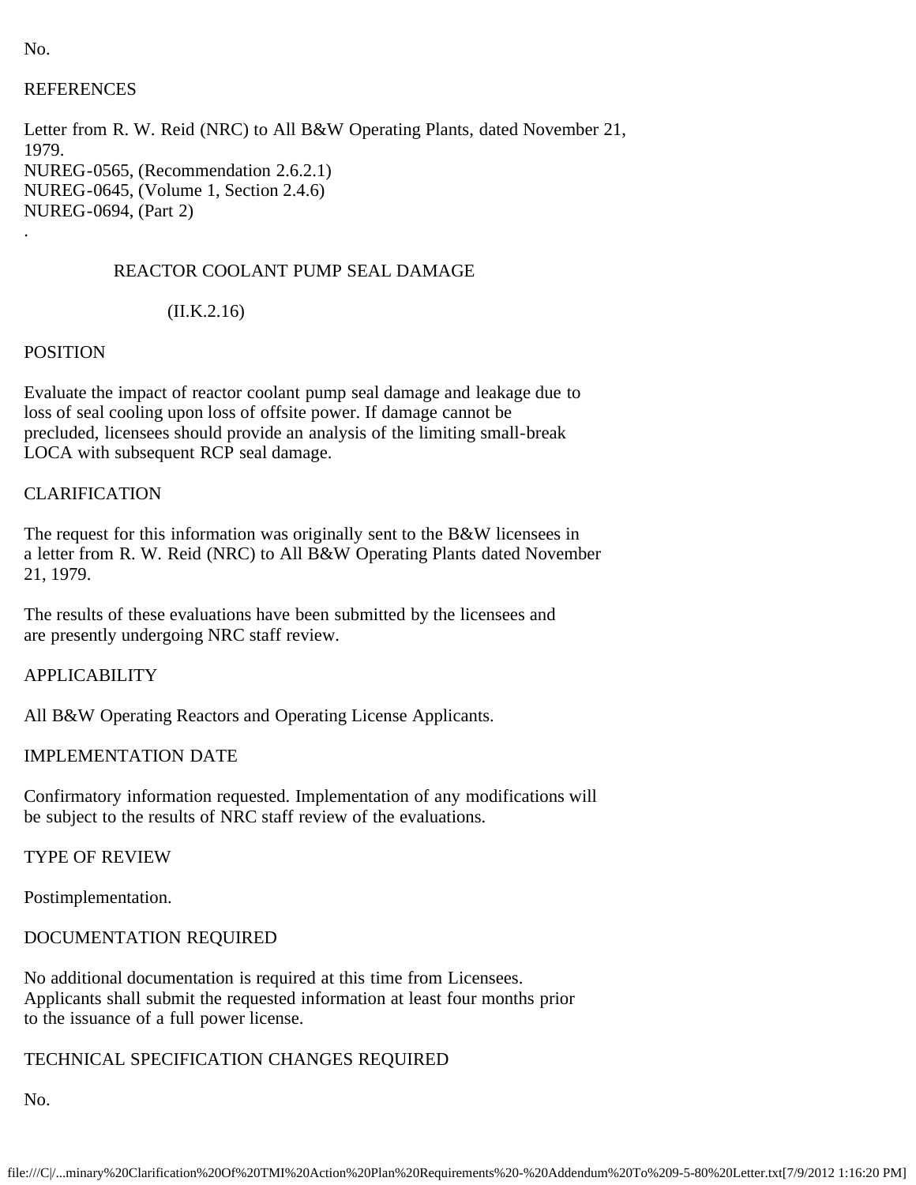No.

REFERENCES

Letter from R. W. Reid (NRC) to All B&W Operating Plants, dated November 21, 1979.
NUREG-0565, (Recommendation 2.6.2.1)
NUREG-0645, (Volume 1, Section 2.4.6)
NUREG-0694, (Part 2)

.

## REACTOR COOLANT PUMP SEAL DAMAGE

## (II.K.2.16)

POSITION

Evaluate the impact of reactor coolant pump seal damage and leakage due to loss of seal cooling upon loss of offsite power. If damage cannot be precluded, licensees should provide an analysis of the limiting small-break LOCA with subsequent RCP seal damage.

CLARIFICATION

The request for this information was originally sent to the B&W licensees in a letter from R. W. Reid (NRC) to All B&W Operating Plants dated November 21, 1979.

The results of these evaluations have been submitted by the licensees and are presently undergoing NRC staff review.

APPLICABILITY

All B&W Operating Reactors and Operating License Applicants.

IMPLEMENTATION DATE

Confirmatory information requested. Implementation of any modifications will be subject to the results of NRC staff review of the evaluations.

TYPE OF REVIEW

Postimplementation.

DOCUMENTATION REQUIRED

No additional documentation is required at this time from Licensees. Applicants shall submit the requested information at least four months prior to the issuance of a full power license.

TECHNICAL SPECIFICATION CHANGES REQUIRED

No.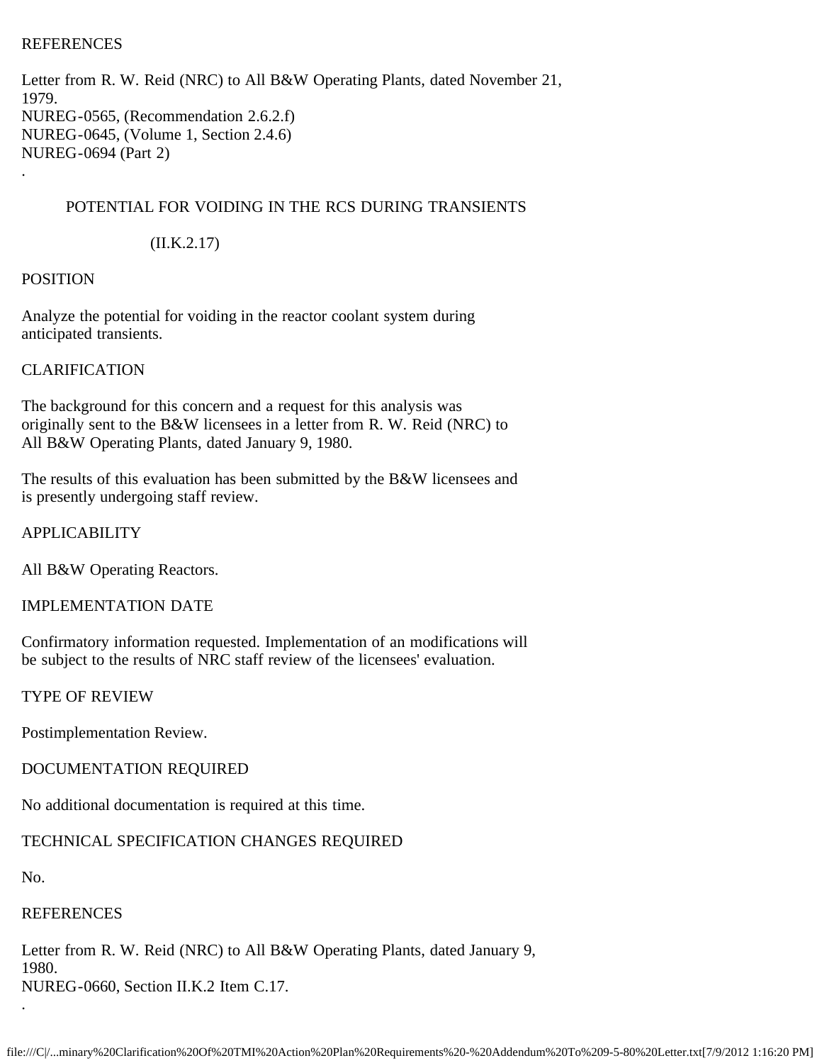REFERENCES

Letter from R. W. Reid (NRC) to All B&W Operating Plants, dated November 21, 1979.
NUREG-0565, (Recommendation 2.6.2.f)
NUREG-0645, (Volume 1, Section 2.4.6)
NUREG-0694 (Part 2)

.

## POTENTIAL FOR VOIDING IN THE RCS DURING TRANSIENTS

## (II.K.2.17)

POSITION

Analyze the potential for voiding in the reactor coolant system during anticipated transients.

CLARIFICATION

The background for this concern and a request for this analysis was originally sent to the B&W licensees in a letter from R. W. Reid (NRC) to All B&W Operating Plants, dated January 9, 1980.

The results of this evaluation has been submitted by the B&W licensees and is presently undergoing staff review.

APPLICABILITY

All B&W Operating Reactors.

IMPLEMENTATION DATE

Confirmatory information requested. Implementation of an modifications will be subject to the results of NRC staff review of the licensees' evaluation.

TYPE OF REVIEW

Postimplementation Review.

DOCUMENTATION REQUIRED

No additional documentation is required at this time.

TECHNICAL SPECIFICATION CHANGES REQUIRED

No.

REFERENCES

Letter from R. W. Reid (NRC) to All B&W Operating Plants, dated January 9, 1980.
NUREG-0660, Section II.K.2 Item C.17.

.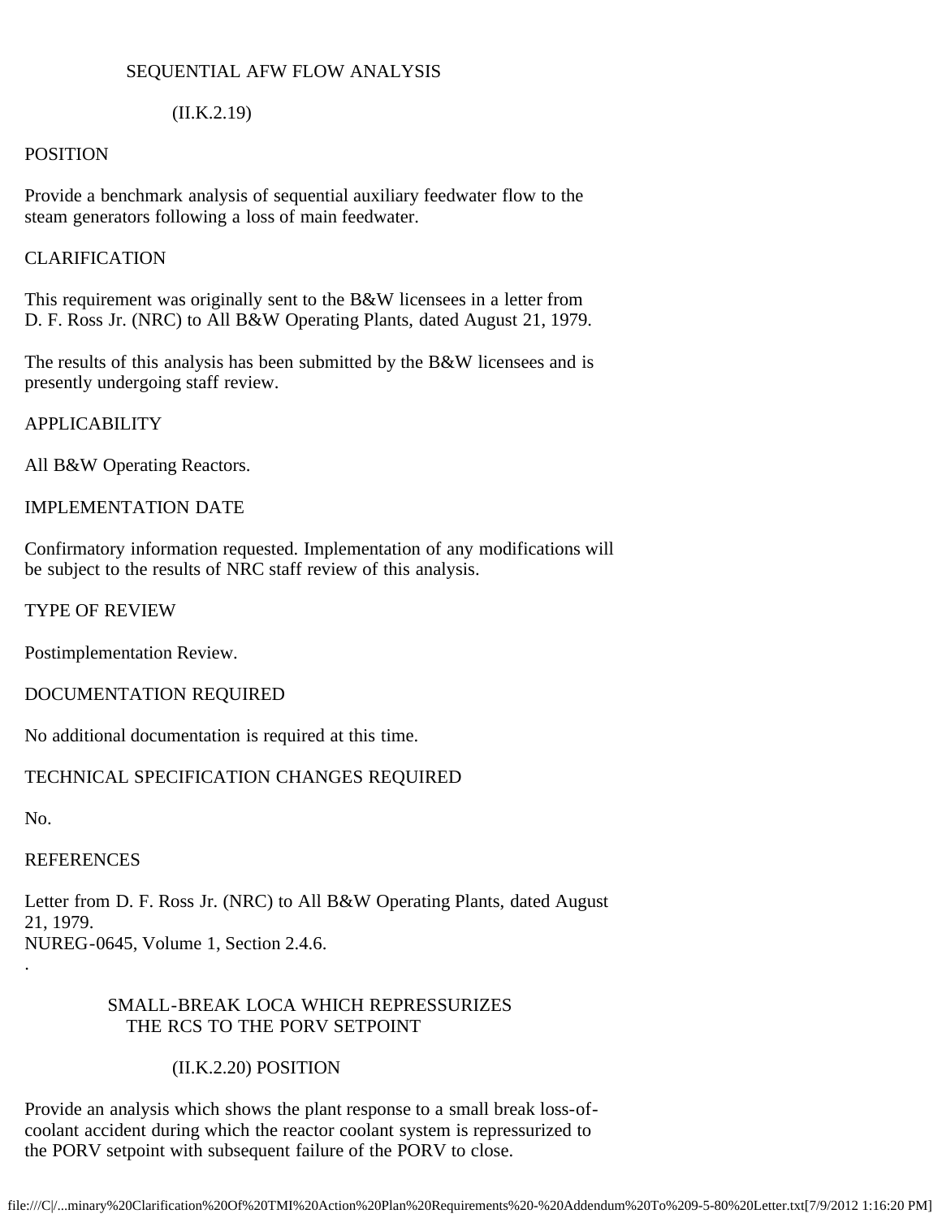## SEQUENTIAL AFW FLOW ANALYSIS

(II.K.2.19)

### POSITION

Provide a benchmark analysis of sequential auxiliary feedwater flow to the steam generators following a loss of main feedwater.

### CLARIFICATION

This requirement was originally sent to the B&W licensees in a letter from D. F. Ross Jr. (NRC) to All B&W Operating Plants, dated August 21, 1979.

The results of this analysis has been submitted by the B&W licensees and is presently undergoing staff review.

### APPLICABILITY

All B&W Operating Reactors.

### IMPLEMENTATION DATE

Confirmatory information requested. Implementation of any modifications will be subject to the results of NRC staff review of this analysis.

### TYPE OF REVIEW

Postimplementation Review.

### DOCUMENTATION REQUIRED

No additional documentation is required at this time.

### TECHNICAL SPECIFICATION CHANGES REQUIRED

No.

### REFERENCES

Letter from D. F. Ross Jr. (NRC) to All B&W Operating Plants, dated August 21, 1979.
NUREG-0645, Volume 1, Section 2.4.6.

.

## SMALL-BREAK LOCA WHICH REPRESSURIZES THE RCS TO THE PORV SETPOINT

(II.K.2.20) POSITION

Provide an analysis which shows the plant response to a small break loss-of-coolant accident during which the reactor coolant system is repressurized to the PORV setpoint with subsequent failure of the PORV to close.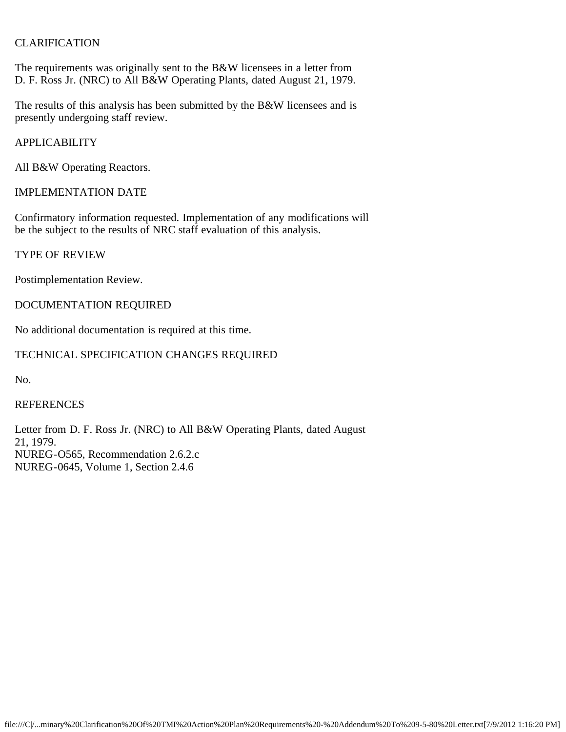CLARIFICATION

The requirements was originally sent to the B&W licensees in a letter from D. F. Ross Jr. (NRC) to All B&W Operating Plants, dated August 21, 1979.

The results of this analysis has been submitted by the B&W licensees and is presently undergoing staff review.

APPLICABILITY

All B&W Operating Reactors.

IMPLEMENTATION DATE

Confirmatory information requested. Implementation of any modifications will be the subject to the results of NRC staff evaluation of this analysis.

TYPE OF REVIEW

Postimplementation Review.

DOCUMENTATION REQUIRED

No additional documentation is required at this time.

TECHNICAL SPECIFICATION CHANGES REQUIRED

No.

REFERENCES

Letter from D. F. Ross Jr. (NRC) to All B&W Operating Plants, dated August 21, 1979.
NUREG-O565, Recommendation 2.6.2.c
NUREG-0645, Volume 1, Section 2.4.6